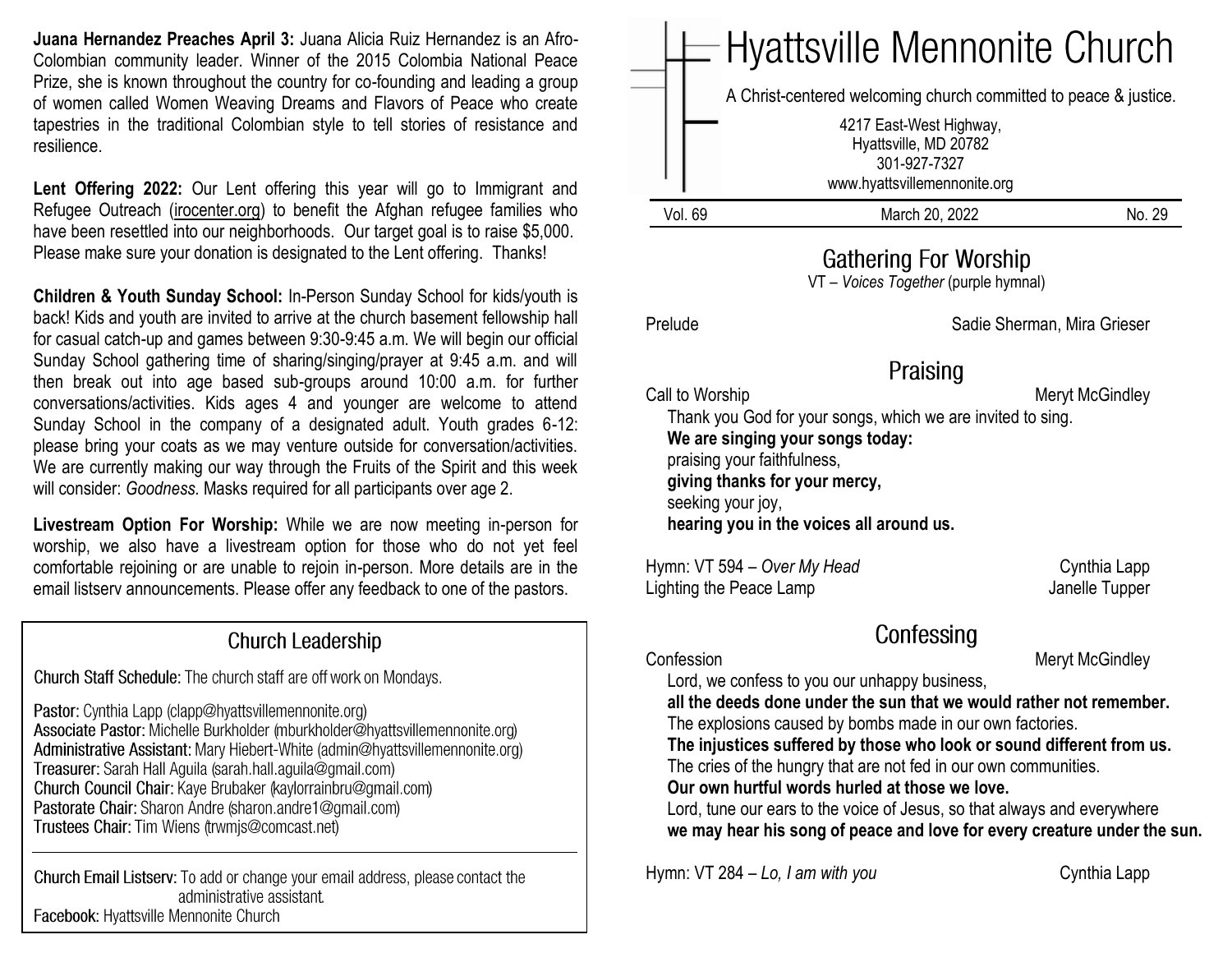**Juana Hernandez Preaches April 3:** Juana Alicia Ruiz Hernandez is an Afro-Colombian community leader. Winner of the 2015 Colombia National Peace Prize, she is known throughout the country for co-founding and leading a group of women called Women Weaving Dreams and Flavors of Peace who create tapestries in the traditional Colombian style to tell stories of resistance and resilience.

**Lent Offering 2022:** Our Lent offering this year will go to Immigrant and Refugee Outreach (irocenter.org) to benefit the Afghan refugee families who have been resettled into our neighborhoods. Our target goal is to raise $5,000. Please make sure your donation is designated to the Lent offering. Thanks!

**Children & Youth Sunday School:** In-Person Sunday School for kids/youth is back! Kids and youth are invited to arrive at the church basement fellowship hall for casual catch-up and games between 9:30-9:45 a.m. We will begin our official Sunday School gathering time of sharing/singing/prayer at 9:45 a.m. and will then break out into age based sub-groups around 10:00 a.m. for further conversations/activities. Kids ages 4 and younger are welcome to attend Sunday School in the company of a designated adult. Youth grades 6-12: please bring your coats as we may venture outside for conversation/activities. We are currently making our way through the Fruits of the Spirit and this week will consider: *Goodness.* Masks required for all participants over age 2.

**Livestream Option For Worship:** While we are now meeting in-person for worship, we also have a livestream option for those who do not yet feel comfortable rejoining or are unable to rejoin in-person. More details are in the email listserv announcements. Please offer any feedback to one of the pastors.

## Church Leadership

**Church Staff Schedule:** The church staff are off work on Mondays.

**Pastor:** Cynthia Lapp (clapp@hyattsvillemennonite.org)
**Associate Pastor:** Michelle Burkholder (mburkholder@hyattsvillemennonite.org)
**Administrative Assistant:** Mary Hiebert-White (admin@hyattsvillemennonite.org)
**Treasurer:** Sarah Hall Aguila (sarah.hall.aguila@gmail.com)
**Church Council Chair:** Kaye Brubaker (kaylorrainbru@gmail.com)
**Pastorate Chair:** Sharon Andre (sharon.andre1@gmail.com)
**Trustees Chair:** Tim Wiens (trwmjs@comcast.net)

---

**Church Email Listserv:** To add or change your email address, please contact the administrative assistant.
**Facebook:** Hyattsville Mennonite Church

# Hyattsville Mennonite Church

A Christ-centered welcoming church committed to peace & justice.

4217 East-West Highway,
Hyattsville, MD 20782
301-927-7327
www.hyattsvillemennonite.org

Vol. 69 — March 20, 2022 — No. 29

## Gathering For Worship

VT – *Voices Together* (purple hymnal)

Prelude — Sadie Sherman, Mira Grieser

## Praising

Call to Worship — Meryt McGindley

Thank you God for your songs, which we are invited to sing.
**We are singing your songs today:**
praising your faithfulness,
**giving thanks for your mercy,**
seeking your joy,
**hearing you in the voices all around us.**

Hymn: VT 594 – *Over My Head* — Cynthia Lapp
Lighting the Peace Lamp — Janelle Tupper

## Confessing

Confession — Meryt McGindley

Lord, we confess to you our unhappy business,
**all the deeds done under the sun that we would rather not remember.**
The explosions caused by bombs made in our own factories.
**The injustices suffered by those who look or sound different from us.**
The cries of the hungry that are not fed in our own communities.
**Our own hurtful words hurled at those we love.**
Lord, tune our ears to the voice of Jesus, so that always and everywhere
**we may hear his song of peace and love for every creature under the sun.**

Hymn: VT 284 – *Lo, I am with you* — Cynthia Lapp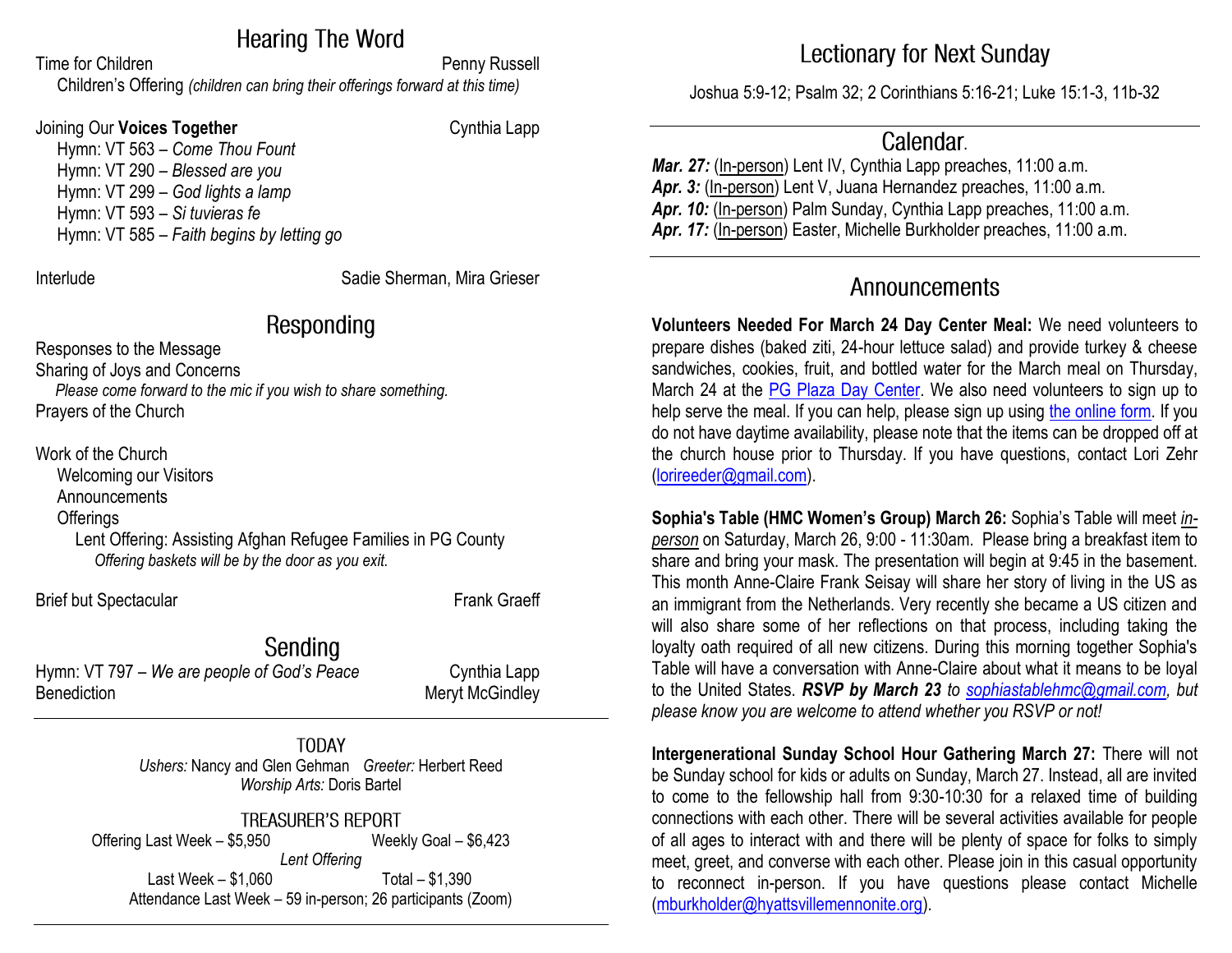## Hearing The Word

Time for Children — Penny Russell

Children's Offering *(children can bring their offerings forward at this time)*

Joining Our **Voices Together** — Cynthia Lapp

- Hymn: VT 563 – *Come Thou Fount*
- Hymn: VT 290 – *Blessed are you*
- Hymn: VT 299 – *God lights a lamp*
- Hymn: VT 593 – *Si tuvieras fe*
- Hymn: VT 585 – *Faith begins by letting go*

Interlude — Sadie Sherman, Mira Grieser

## Responding

Responses to the Message

Sharing of Joys and Concerns

*Please come forward to the mic if you wish to share something.*

Prayers of the Church

Work of the Church

- Welcoming our Visitors
- Announcements
- Offerings
  - Lent Offering: Assisting Afghan Refugee Families in PG County
    *Offering baskets will be by the door as you exit.*

Brief but Spectacular — Frank Graeff

## Sending

Hymn: VT 797 – *We are people of God's Peace* — Cynthia Lapp

Benediction — Meryt McGindley

---

### TODAY

*Ushers:* Nancy and Glen Gehman   *Greeter:* Herbert Reed

*Worship Arts:* Doris Bartel

### TREASURER'S REPORT

Offering Last Week – $5,950   Weekly Goal – $6,423

*Lent Offering*

Last Week – $1,060   Total – $1,390

Attendance Last Week – 59 in-person; 26 participants (Zoom)

---

## Lectionary for Next Sunday

Joshua 5:9-12; Psalm 32; 2 Corinthians 5:16-21; Luke 15:1-3, 11b-32

## Calendar.

***Mar. 27:*** (In-person) Lent IV, Cynthia Lapp preaches, 11:00 a.m.
***Apr. 3:*** (In-person) Lent V, Juana Hernandez preaches, 11:00 a.m.
***Apr. 10:*** (In-person) Palm Sunday, Cynthia Lapp preaches, 11:00 a.m.
***Apr. 17:*** (In-person) Easter, Michelle Burkholder preaches, 11:00 a.m.

## Announcements

**Volunteers Needed For March 24 Day Center Meal:** We need volunteers to prepare dishes (baked ziti, 24-hour lettuce salad) and provide turkey & cheese sandwiches, cookies, fruit, and bottled water for the March meal on Thursday, March 24 at the PG Plaza Day Center. We also need volunteers to sign up to help serve the meal. If you can help, please sign up using the online form. If you do not have daytime availability, please note that the items can be dropped off at the church house prior to Thursday. If you have questions, contact Lori Zehr (lorireeder@gmail.com).

**Sophia's Table (HMC Women's Group) March 26:** Sophia's Table will meet *in-person* on Saturday, March 26, 9:00 - 11:30am. Please bring a breakfast item to share and bring your mask. The presentation will begin at 9:45 in the basement. This month Anne-Claire Frank Seisay will share her story of living in the US as an immigrant from the Netherlands. Very recently she became a US citizen and will also share some of her reflections on that process, including taking the loyalty oath required of all new citizens. During this morning together Sophia's Table will have a conversation with Anne-Claire about what it means to be loyal to the United States. ***RSVP by March 23*** *to sophiastablehmc@gmail.com, but please know you are welcome to attend whether you RSVP or not!*

**Intergenerational Sunday School Hour Gathering March 27:** There will not be Sunday school for kids or adults on Sunday, March 27. Instead, all are invited to come to the fellowship hall from 9:30-10:30 for a relaxed time of building connections with each other. There will be several activities available for people of all ages to interact with and there will be plenty of space for folks to simply meet, greet, and converse with each other. Please join in this casual opportunity to reconnect in-person. If you have questions please contact Michelle (mburkholder@hyattsvillemennonite.org).